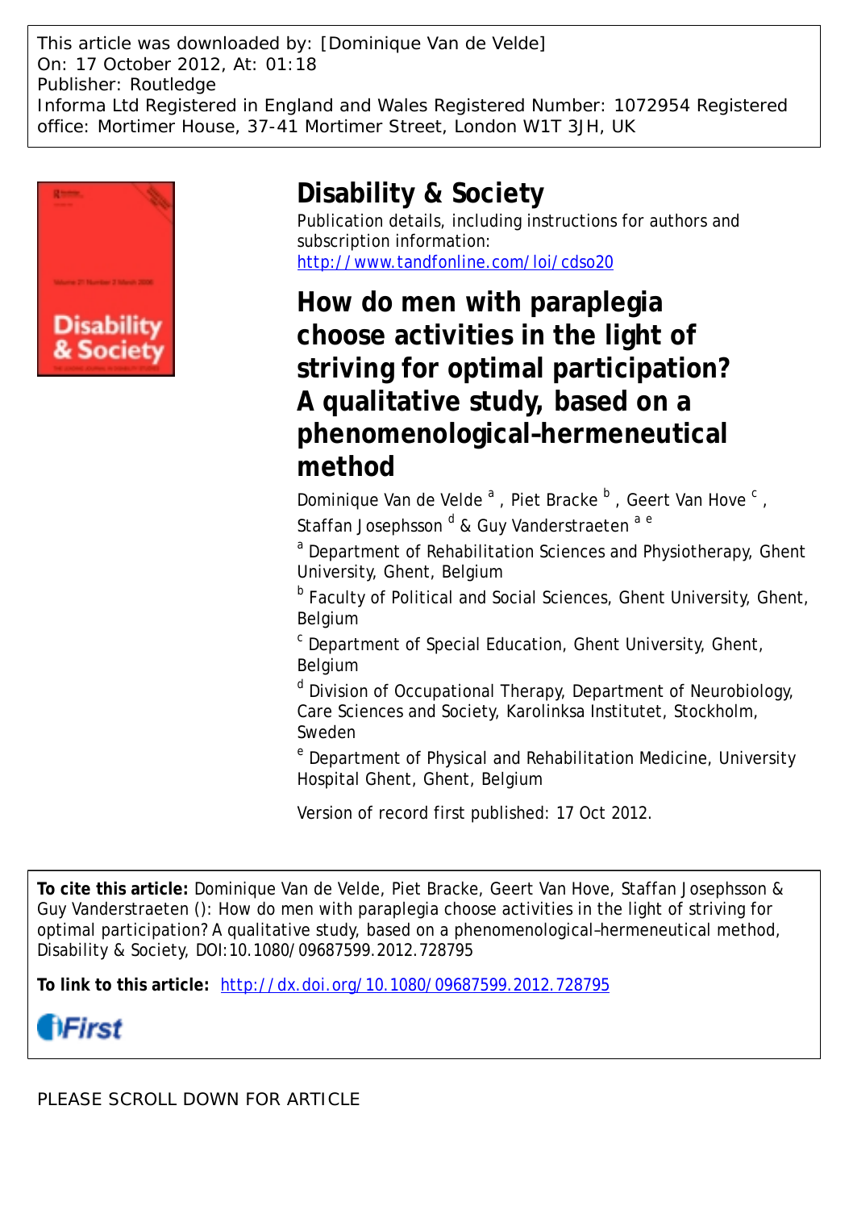This article was downloaded by: [Dominique Van de Velde]
On: 17 October 2012, At: 01:18
Publisher: Routledge
Informa Ltd Registered in England and Wales Registered Number: 1072954 Registered office: Mortimer House, 37-41 Mortimer Street, London W1T 3JH, UK

# Disability & Society

Publication details, including instructions for authors and subscription information:
http://www.tandfonline.com/loi/cdso20

# How do men with paraplegia choose activities in the light of striving for optimal participation? A qualitative study, based on a phenomenological–hermeneutical method

Dominique Van de Velde [a], Piet Bracke [b], Geert Van Hove [c], Staffan Josephsson [d] & Guy Vanderstraeten [a e]

[a] Department of Rehabilitation Sciences and Physiotherapy, Ghent University, Ghent, Belgium

[b] Faculty of Political and Social Sciences, Ghent University, Ghent, Belgium

[c] Department of Special Education, Ghent University, Ghent, Belgium

[d] Division of Occupational Therapy, Department of Neurobiology, Care Sciences and Society, Karolinksa Institutet, Stockholm, Sweden

[e] Department of Physical and Rehabilitation Medicine, University Hospital Ghent, Ghent, Belgium

Version of record first published: 17 Oct 2012.

**To cite this article:** Dominique Van de Velde, Piet Bracke, Geert Van Hove, Staffan Josephsson & Guy Vanderstraeten (): How do men with paraplegia choose activities in the light of striving for optimal participation? A qualitative study, based on a phenomenological–hermeneutical method, Disability & Society, DOI:10.1080/09687599.2012.728795

**To link to this article:** http://dx.doi.org/10.1080/09687599.2012.728795

iFirst

PLEASE SCROLL DOWN FOR ARTICLE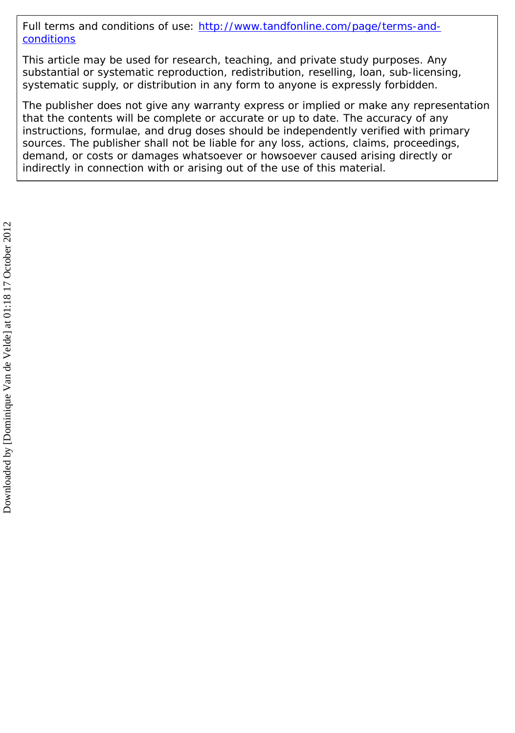Full terms and conditions of use: [http://www.tandfonline.com/page/terms-and-conditions](http://www.tandfonline.com/page/terms-and-conditions)

This article may be used for research, teaching, and private study purposes. Any substantial or systematic reproduction, redistribution, reselling, loan, sub-licensing, systematic supply, or distribution in any form to anyone is expressly forbidden.

The publisher does not give any warranty express or implied or make any representation that the contents will be complete or accurate or up to date. The accuracy of any instructions, formulae, and drug doses should be independently verified with primary sources. The publisher shall not be liable for any loss, actions, claims, proceedings, demand, or costs or damages whatsoever or howsoever caused arising directly or indirectly in connection with or arising out of the use of this material.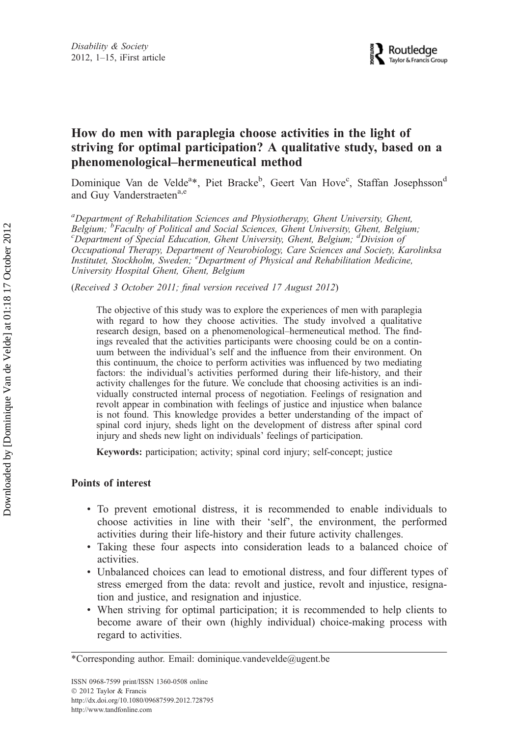# How do men with paraplegia choose activities in the light of striving for optimal participation? A qualitative study, based on a phenomenological–hermeneutical method

Dominique Van de Velde[a]*, Piet Bracke[b], Geert Van Hove[c], Staffan Josephsson[d] and Guy Vanderstraeten[a,e]

[a]*Department of Rehabilitation Sciences and Physiotherapy, Ghent University, Ghent, Belgium;* [b]*Faculty of Political and Social Sciences, Ghent University, Ghent, Belgium;* [c]*Department of Special Education, Ghent University, Ghent, Belgium;* [d]*Division of Occupational Therapy, Department of Neurobiology, Care Sciences and Society, Karolinksa Institutet, Stockholm, Sweden;* [e]*Department of Physical and Rehabilitation Medicine, University Hospital Ghent, Ghent, Belgium*

(*Received 3 October 2011; final version received 17 August 2012*)

The objective of this study was to explore the experiences of men with paraplegia with regard to how they choose activities. The study involved a qualitative research design, based on a phenomenological–hermeneutical method. The findings revealed that the activities participants were choosing could be on a continuum between the individual's self and the influence from their environment. On this continuum, the choice to perform activities was influenced by two mediating factors: the individual's activities performed during their life-history, and their activity challenges for the future. We conclude that choosing activities is an individually constructed internal process of negotiation. Feelings of resignation and revolt appear in combination with feelings of justice and injustice when balance is not found. This knowledge provides a better understanding of the impact of spinal cord injury, sheds light on the development of distress after spinal cord injury and sheds new light on individuals' feelings of participation.

**Keywords:** participation; activity; spinal cord injury; self-concept; justice

## Points of interest

- To prevent emotional distress, it is recommended to enable individuals to choose activities in line with their 'self', the environment, the performed activities during their life-history and their future activity challenges.
- Taking these four aspects into consideration leads to a balanced choice of activities.
- Unbalanced choices can lead to emotional distress, and four different types of stress emerged from the data: revolt and justice, revolt and injustice, resignation and justice, and resignation and injustice.
- When striving for optimal participation; it is recommended to help clients to become aware of their own (highly individual) choice-making process with regard to activities.

*Corresponding author. Email: dominique.vandevelde@ugent.be

ISSN 0968-7599 print/ISSN 1360-0508 online
© 2012 Taylor & Francis
http://dx.doi.org/10.1080/09687599.2012.728795
http://www.tandfonline.com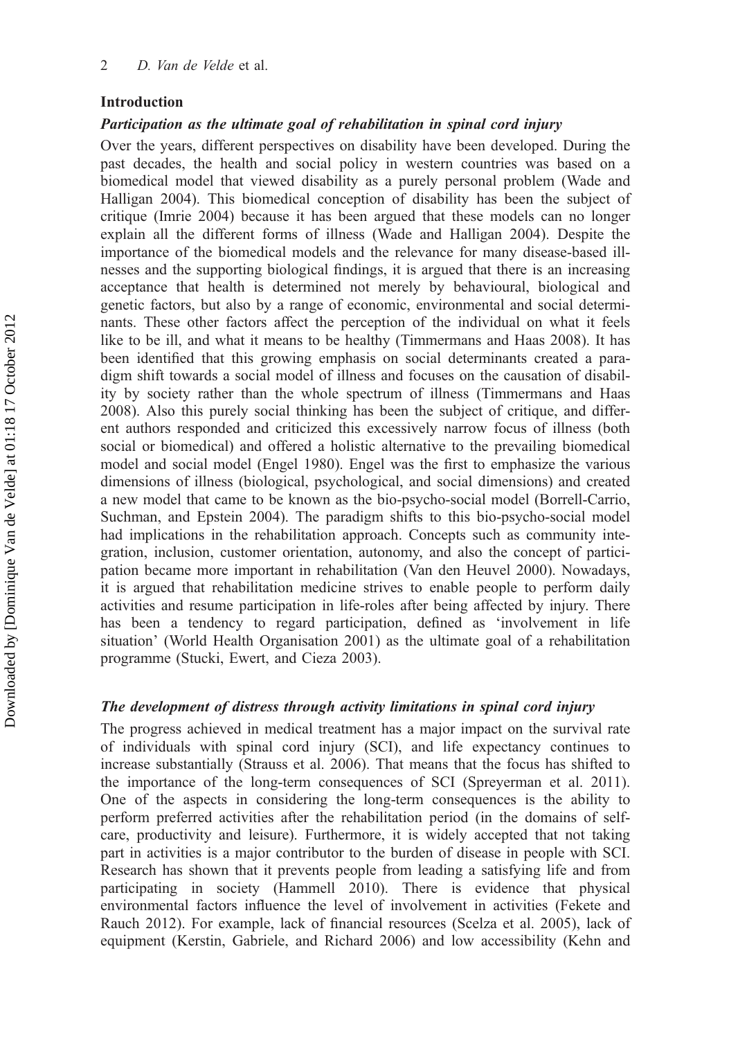## Introduction

### *Participation as the ultimate goal of rehabilitation in spinal cord injury*

Over the years, different perspectives on disability have been developed. During the past decades, the health and social policy in western countries was based on a biomedical model that viewed disability as a purely personal problem (Wade and Halligan 2004). This biomedical conception of disability has been the subject of critique (Imrie 2004) because it has been argued that these models can no longer explain all the different forms of illness (Wade and Halligan 2004). Despite the importance of the biomedical models and the relevance for many disease-based illnesses and the supporting biological findings, it is argued that there is an increasing acceptance that health is determined not merely by behavioural, biological and genetic factors, but also by a range of economic, environmental and social determinants. These other factors affect the perception of the individual on what it feels like to be ill, and what it means to be healthy (Timmermans and Haas 2008). It has been identified that this growing emphasis on social determinants created a paradigm shift towards a social model of illness and focuses on the causation of disability by society rather than the whole spectrum of illness (Timmermans and Haas 2008). Also this purely social thinking has been the subject of critique, and different authors responded and criticized this excessively narrow focus of illness (both social or biomedical) and offered a holistic alternative to the prevailing biomedical model and social model (Engel 1980). Engel was the first to emphasize the various dimensions of illness (biological, psychological, and social dimensions) and created a new model that came to be known as the bio-psycho-social model (Borrell-Carrio, Suchman, and Epstein 2004). The paradigm shifts to this bio-psycho-social model had implications in the rehabilitation approach. Concepts such as community integration, inclusion, customer orientation, autonomy, and also the concept of participation became more important in rehabilitation (Van den Heuvel 2000). Nowadays, it is argued that rehabilitation medicine strives to enable people to perform daily activities and resume participation in life-roles after being affected by injury. There has been a tendency to regard participation, defined as 'involvement in life situation' (World Health Organisation 2001) as the ultimate goal of a rehabilitation programme (Stucki, Ewert, and Cieza 2003).

### *The development of distress through activity limitations in spinal cord injury*

The progress achieved in medical treatment has a major impact on the survival rate of individuals with spinal cord injury (SCI), and life expectancy continues to increase substantially (Strauss et al. 2006). That means that the focus has shifted to the importance of the long-term consequences of SCI (Spreyerman et al. 2011). One of the aspects in considering the long-term consequences is the ability to perform preferred activities after the rehabilitation period (in the domains of self-care, productivity and leisure). Furthermore, it is widely accepted that not taking part in activities is a major contributor to the burden of disease in people with SCI. Research has shown that it prevents people from leading a satisfying life and from participating in society (Hammell 2010). There is evidence that physical environmental factors influence the level of involvement in activities (Fekete and Rauch 2012). For example, lack of financial resources (Scelza et al. 2005), lack of equipment (Kerstin, Gabriele, and Richard 2006) and low accessibility (Kehn and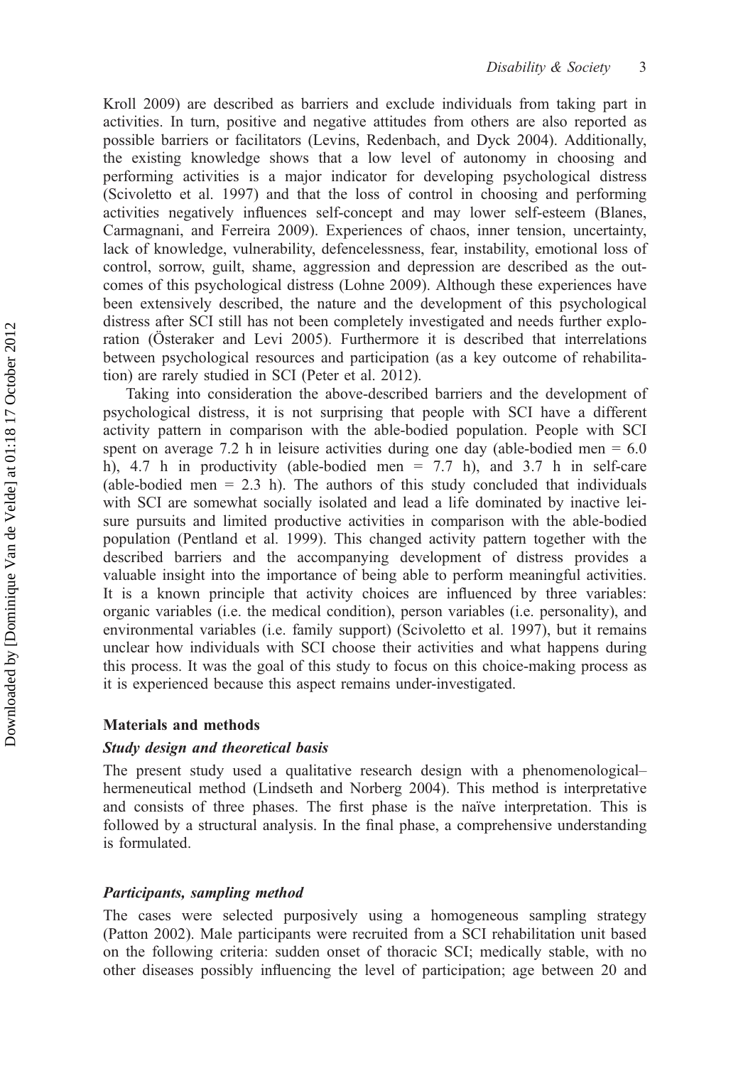Kroll 2009) are described as barriers and exclude individuals from taking part in activities. In turn, positive and negative attitudes from others are also reported as possible barriers or facilitators (Levins, Redenbach, and Dyck 2004). Additionally, the existing knowledge shows that a low level of autonomy in choosing and performing activities is a major indicator for developing psychological distress (Scivoletto et al. 1997) and that the loss of control in choosing and performing activities negatively influences self-concept and may lower self-esteem (Blanes, Carmagnani, and Ferreira 2009). Experiences of chaos, inner tension, uncertainty, lack of knowledge, vulnerability, defencelessness, fear, instability, emotional loss of control, sorrow, guilt, shame, aggression and depression are described as the outcomes of this psychological distress (Lohne 2009). Although these experiences have been extensively described, the nature and the development of this psychological distress after SCI still has not been completely investigated and needs further exploration (Österaker and Levi 2005). Furthermore it is described that interrelations between psychological resources and participation (as a key outcome of rehabilitation) are rarely studied in SCI (Peter et al. 2012).

Taking into consideration the above-described barriers and the development of psychological distress, it is not surprising that people with SCI have a different activity pattern in comparison with the able-bodied population. People with SCI spent on average 7.2 h in leisure activities during one day (able-bodied men = 6.0 h), 4.7 h in productivity (able-bodied men = 7.7 h), and 3.7 h in self-care (able-bodied men = 2.3 h). The authors of this study concluded that individuals with SCI are somewhat socially isolated and lead a life dominated by inactive leisure pursuits and limited productive activities in comparison with the able-bodied population (Pentland et al. 1999). This changed activity pattern together with the described barriers and the accompanying development of distress provides a valuable insight into the importance of being able to perform meaningful activities. It is a known principle that activity choices are influenced by three variables: organic variables (i.e. the medical condition), person variables (i.e. personality), and environmental variables (i.e. family support) (Scivoletto et al. 1997), but it remains unclear how individuals with SCI choose their activities and what happens during this process. It was the goal of this study to focus on this choice-making process as it is experienced because this aspect remains under-investigated.

## Materials and methods

### *Study design and theoretical basis*

The present study used a qualitative research design with a phenomenological–hermeneutical method (Lindseth and Norberg 2004). This method is interpretative and consists of three phases. The first phase is the naïve interpretation. This is followed by a structural analysis. In the final phase, a comprehensive understanding is formulated.

### *Participants, sampling method*

The cases were selected purposively using a homogeneous sampling strategy (Patton 2002). Male participants were recruited from a SCI rehabilitation unit based on the following criteria: sudden onset of thoracic SCI; medically stable, with no other diseases possibly influencing the level of participation; age between 20 and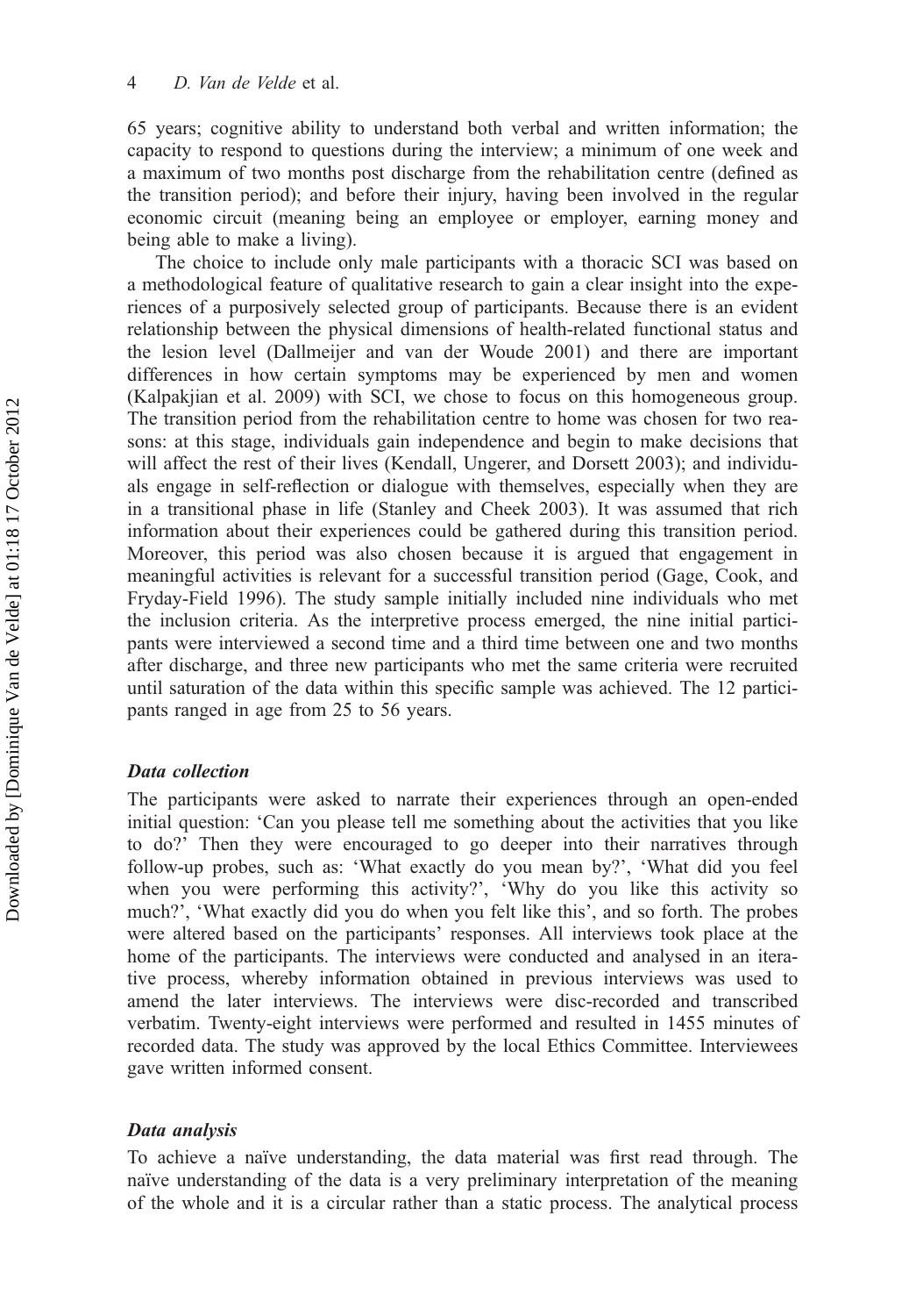65 years; cognitive ability to understand both verbal and written information; the capacity to respond to questions during the interview; a minimum of one week and a maximum of two months post discharge from the rehabilitation centre (defined as the transition period); and before their injury, having been involved in the regular economic circuit (meaning being an employee or employer, earning money and being able to make a living).

The choice to include only male participants with a thoracic SCI was based on a methodological feature of qualitative research to gain a clear insight into the experiences of a purposively selected group of participants. Because there is an evident relationship between the physical dimensions of health-related functional status and the lesion level (Dallmeijer and van der Woude 2001) and there are important differences in how certain symptoms may be experienced by men and women (Kalpakjian et al. 2009) with SCI, we chose to focus on this homogeneous group. The transition period from the rehabilitation centre to home was chosen for two reasons: at this stage, individuals gain independence and begin to make decisions that will affect the rest of their lives (Kendall, Ungerer, and Dorsett 2003); and individuals engage in self-reflection or dialogue with themselves, especially when they are in a transitional phase in life (Stanley and Cheek 2003). It was assumed that rich information about their experiences could be gathered during this transition period. Moreover, this period was also chosen because it is argued that engagement in meaningful activities is relevant for a successful transition period (Gage, Cook, and Fryday-Field 1996). The study sample initially included nine individuals who met the inclusion criteria. As the interpretive process emerged, the nine initial participants were interviewed a second time and a third time between one and two months after discharge, and three new participants who met the same criteria were recruited until saturation of the data within this specific sample was achieved. The 12 participants ranged in age from 25 to 56 years.

### *Data collection*

The participants were asked to narrate their experiences through an open-ended initial question: 'Can you please tell me something about the activities that you like to do?' Then they were encouraged to go deeper into their narratives through follow-up probes, such as: 'What exactly do you mean by?', 'What did you feel when you were performing this activity?', 'Why do you like this activity so much?', 'What exactly did you do when you felt like this', and so forth. The probes were altered based on the participants' responses. All interviews took place at the home of the participants. The interviews were conducted and analysed in an iterative process, whereby information obtained in previous interviews was used to amend the later interviews. The interviews were disc-recorded and transcribed verbatim. Twenty-eight interviews were performed and resulted in 1455 minutes of recorded data. The study was approved by the local Ethics Committee. Interviewees gave written informed consent.

### *Data analysis*

To achieve a naïve understanding, the data material was first read through. The naïve understanding of the data is a very preliminary interpretation of the meaning of the whole and it is a circular rather than a static process. The analytical process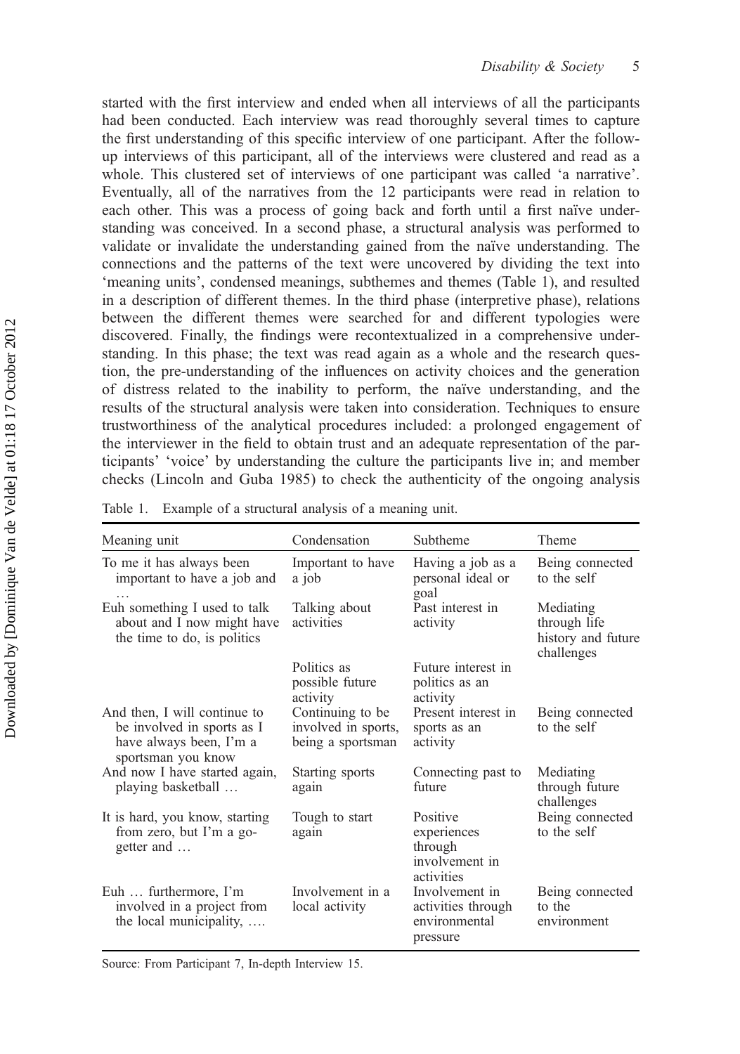started with the first interview and ended when all interviews of all the participants had been conducted. Each interview was read thoroughly several times to capture the first understanding of this specific interview of one participant. After the follow-up interviews of this participant, all of the interviews were clustered and read as a whole. This clustered set of interviews of one participant was called 'a narrative'. Eventually, all of the narratives from the 12 participants were read in relation to each other. This was a process of going back and forth until a first naïve understanding was conceived. In a second phase, a structural analysis was performed to validate or invalidate the understanding gained from the naïve understanding. The connections and the patterns of the text were uncovered by dividing the text into 'meaning units', condensed meanings, subthemes and themes (Table 1), and resulted in a description of different themes. In the third phase (interpretive phase), relations between the different themes were searched for and different typologies were discovered. Finally, the findings were recontextualized in a comprehensive understanding. In this phase; the text was read again as a whole and the research question, the pre-understanding of the influences on activity choices and the generation of distress related to the inability to perform, the naïve understanding, and the results of the structural analysis were taken into consideration. Techniques to ensure trustworthiness of the analytical procedures included: a prolonged engagement of the interviewer in the field to obtain trust and an adequate representation of the participants' 'voice' by understanding the culture the participants live in; and member checks (Lincoln and Guba 1985) to check the authenticity of the ongoing analysis

Table 1. Example of a structural analysis of a meaning unit.

| Meaning unit | Condensation | Subtheme | Theme |
|---|---|---|---|
| To me it has always been important to have a job and … | Important to have a job | Having a job as a personal ideal or goal | Being connected to the self |
| Euh something I used to talk about and I now might have the time to do, is politics | Talking about activities | Past interest in activity | Mediating through life history and future challenges |
| | Politics as possible future activity | Future interest in politics as an activity | |
| And then, I will continue to be involved in sports as I have always been, I'm a sportsman you know | Continuing to be involved in sports, being a sportsman | Present interest in sports as an activity | Being connected to the self |
| And now I have started again, playing basketball … | Starting sports again | Connecting past to future | Mediating through future challenges |
| It is hard, you know, starting from zero, but I'm a go-getter and … | Tough to start again | Positive experiences through involvement in activities | Being connected to the self |
| Euh … furthermore, I'm involved in a project from the local municipality, …. | Involvement in a local activity | Involvement in activities through environmental pressure | Being connected to the environment |

Source: From Participant 7, In-depth Interview 15.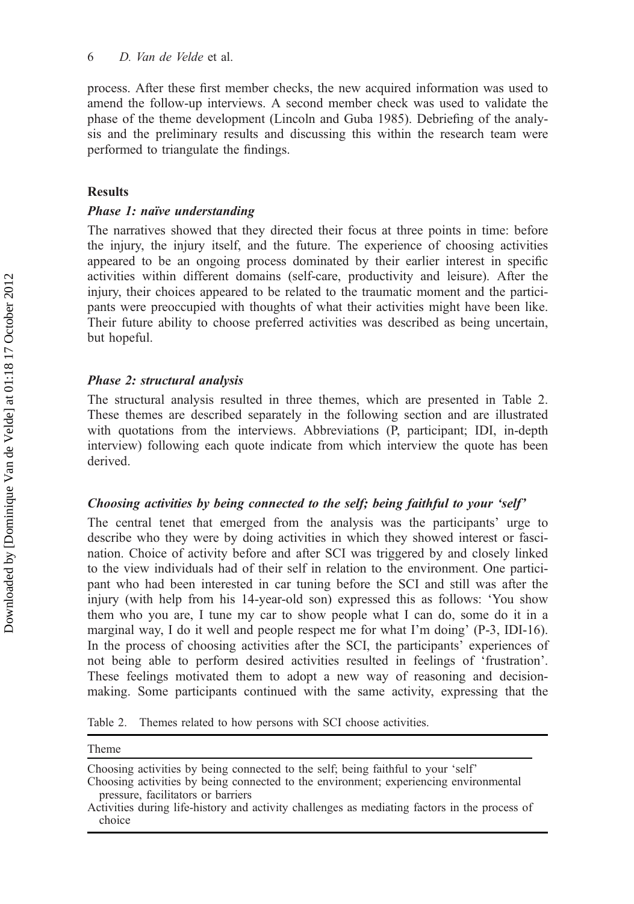process. After these first member checks, the new acquired information was used to amend the follow-up interviews. A second member check was used to validate the phase of the theme development (Lincoln and Guba 1985). Debriefing of the analysis and the preliminary results and discussing this within the research team were performed to triangulate the findings.

## Results

### *Phase 1: naïve understanding*

The narratives showed that they directed their focus at three points in time: before the injury, the injury itself, and the future. The experience of choosing activities appeared to be an ongoing process dominated by their earlier interest in specific activities within different domains (self-care, productivity and leisure). After the injury, their choices appeared to be related to the traumatic moment and the participants were preoccupied with thoughts of what their activities might have been like. Their future ability to choose preferred activities was described as being uncertain, but hopeful.

### *Phase 2: structural analysis*

The structural analysis resulted in three themes, which are presented in Table 2. These themes are described separately in the following section and are illustrated with quotations from the interviews. Abbreviations (P, participant; IDI, in-depth interview) following each quote indicate from which interview the quote has been derived.

### *Choosing activities by being connected to the self; being faithful to your 'self'*

The central tenet that emerged from the analysis was the participants' urge to describe who they were by doing activities in which they showed interest or fascination. Choice of activity before and after SCI was triggered by and closely linked to the view individuals had of their self in relation to the environment. One participant who had been interested in car tuning before the SCI and still was after the injury (with help from his 14-year-old son) expressed this as follows: 'You show them who you are, I tune my car to show people what I can do, some do it in a marginal way, I do it well and people respect me for what I'm doing' (P-3, IDI-16). In the process of choosing activities after the SCI, the participants' experiences of not being able to perform desired activities resulted in feelings of 'frustration'. These feelings motivated them to adopt a new way of reasoning and decision-making. Some participants continued with the same activity, expressing that the

Table 2. Themes related to how persons with SCI choose activities.

| Theme |
|---|
| Choosing activities by being connected to the self; being faithful to your 'self' |
| Choosing activities by being connected to the environment; experiencing environmental pressure, facilitators or barriers |
| Activities during life-history and activity challenges as mediating factors in the process of choice |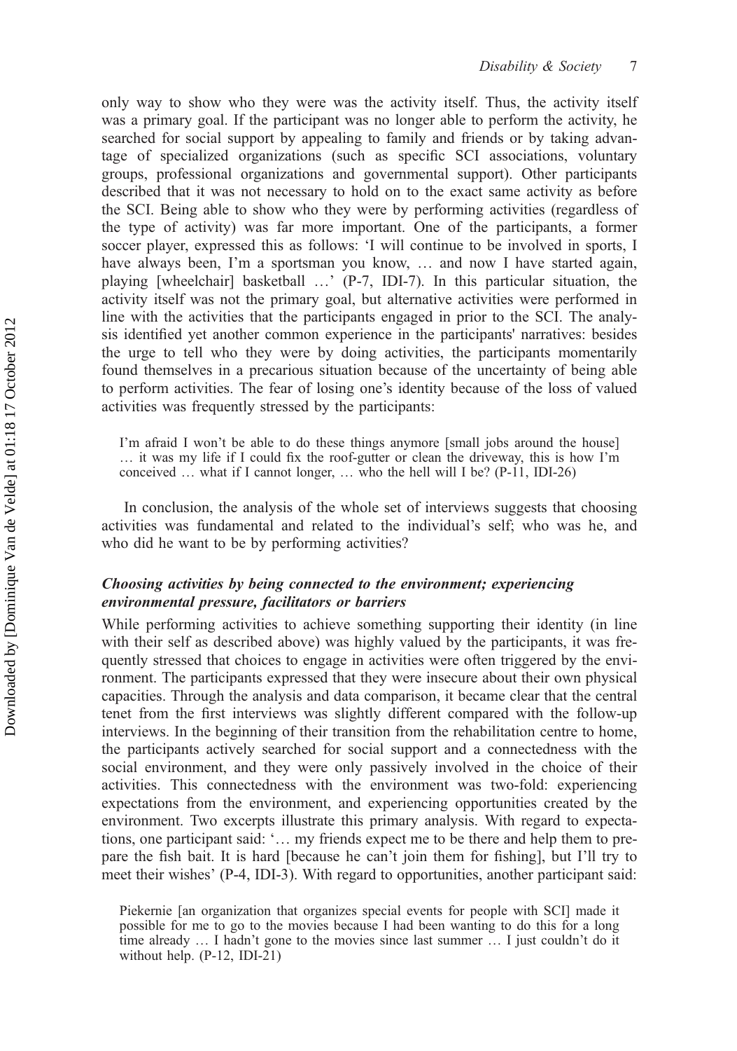only way to show who they were was the activity itself. Thus, the activity itself was a primary goal. If the participant was no longer able to perform the activity, he searched for social support by appealing to family and friends or by taking advantage of specialized organizations (such as specific SCI associations, voluntary groups, professional organizations and governmental support). Other participants described that it was not necessary to hold on to the exact same activity as before the SCI. Being able to show who they were by performing activities (regardless of the type of activity) was far more important. One of the participants, a former soccer player, expressed this as follows: 'I will continue to be involved in sports, I have always been, I'm a sportsman you know, … and now I have started again, playing [wheelchair] basketball …' (P-7, IDI-7). In this particular situation, the activity itself was not the primary goal, but alternative activities were performed in line with the activities that the participants engaged in prior to the SCI. The analysis identified yet another common experience in the participants' narratives: besides the urge to tell who they were by doing activities, the participants momentarily found themselves in a precarious situation because of the uncertainty of being able to perform activities. The fear of losing one's identity because of the loss of valued activities was frequently stressed by the participants:

> I'm afraid I won't be able to do these things anymore [small jobs around the house] … it was my life if I could fix the roof-gutter or clean the driveway, this is how I'm conceived … what if I cannot longer, … who the hell will I be? (P-11, IDI-26)

In conclusion, the analysis of the whole set of interviews suggests that choosing activities was fundamental and related to the individual's self; who was he, and who did he want to be by performing activities?

### *Choosing activities by being connected to the environment; experiencing environmental pressure, facilitators or barriers*

While performing activities to achieve something supporting their identity (in line with their self as described above) was highly valued by the participants, it was frequently stressed that choices to engage in activities were often triggered by the environment. The participants expressed that they were insecure about their own physical capacities. Through the analysis and data comparison, it became clear that the central tenet from the first interviews was slightly different compared with the follow-up interviews. In the beginning of their transition from the rehabilitation centre to home, the participants actively searched for social support and a connectedness with the social environment, and they were only passively involved in the choice of their activities. This connectedness with the environment was two-fold: experiencing expectations from the environment, and experiencing opportunities created by the environment. Two excerpts illustrate this primary analysis. With regard to expectations, one participant said: '… my friends expect me to be there and help them to prepare the fish bait. It is hard [because he can't join them for fishing], but I'll try to meet their wishes' (P-4, IDI-3). With regard to opportunities, another participant said:

> Piekernie [an organization that organizes special events for people with SCI] made it possible for me to go to the movies because I had been wanting to do this for a long time already … I hadn't gone to the movies since last summer … I just couldn't do it without help. (P-12, IDI-21)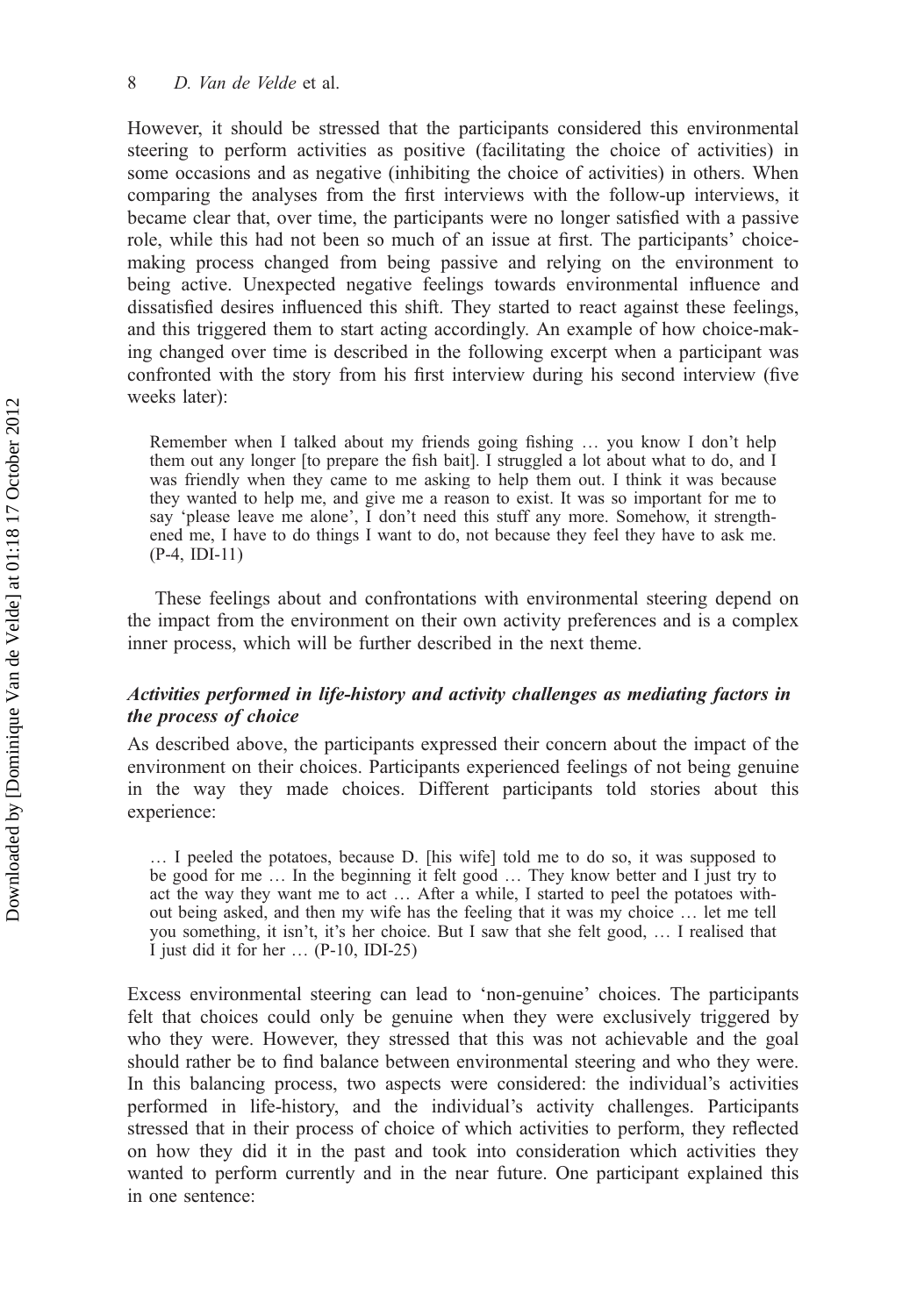However, it should be stressed that the participants considered this environmental steering to perform activities as positive (facilitating the choice of activities) in some occasions and as negative (inhibiting the choice of activities) in others. When comparing the analyses from the first interviews with the follow-up interviews, it became clear that, over time, the participants were no longer satisfied with a passive role, while this had not been so much of an issue at first. The participants' choice-making process changed from being passive and relying on the environment to being active. Unexpected negative feelings towards environmental influence and dissatisfied desires influenced this shift. They started to react against these feelings, and this triggered them to start acting accordingly. An example of how choice-making changed over time is described in the following excerpt when a participant was confronted with the story from his first interview during his second interview (five weeks later):

> Remember when I talked about my friends going fishing … you know I don't help them out any longer [to prepare the fish bait]. I struggled a lot about what to do, and I was friendly when they came to me asking to help them out. I think it was because they wanted to help me, and give me a reason to exist. It was so important for me to say 'please leave me alone', I don't need this stuff any more. Somehow, it strengthened me, I have to do things I want to do, not because they feel they have to ask me. (P-4, IDI-11)

These feelings about and confrontations with environmental steering depend on the impact from the environment on their own activity preferences and is a complex inner process, which will be further described in the next theme.

### *Activities performed in life-history and activity challenges as mediating factors in the process of choice*

As described above, the participants expressed their concern about the impact of the environment on their choices. Participants experienced feelings of not being genuine in the way they made choices. Different participants told stories about this experience:

> … I peeled the potatoes, because D. [his wife] told me to do so, it was supposed to be good for me … In the beginning it felt good … They know better and I just try to act the way they want me to act … After a while, I started to peel the potatoes without being asked, and then my wife has the feeling that it was my choice … let me tell you something, it isn't, it's her choice. But I saw that she felt good, … I realised that I just did it for her … (P-10, IDI-25)

Excess environmental steering can lead to 'non-genuine' choices. The participants felt that choices could only be genuine when they were exclusively triggered by who they were. However, they stressed that this was not achievable and the goal should rather be to find balance between environmental steering and who they were. In this balancing process, two aspects were considered: the individual's activities performed in life-history, and the individual's activity challenges. Participants stressed that in their process of choice of which activities to perform, they reflected on how they did it in the past and took into consideration which activities they wanted to perform currently and in the near future. One participant explained this in one sentence: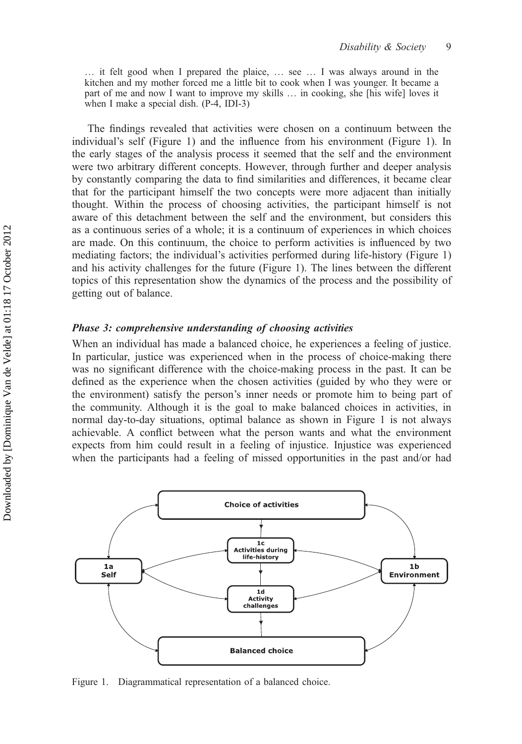… it felt good when I prepared the plaice, … see … I was always around in the kitchen and my mother forced me a little bit to cook when I was younger. It became a part of me and now I want to improve my skills … in cooking, she [his wife] loves it when I make a special dish. (P-4, IDI-3)

The findings revealed that activities were chosen on a continuum between the individual's self (Figure 1) and the influence from his environment (Figure 1). In the early stages of the analysis process it seemed that the self and the environment were two arbitrary different concepts. However, through further and deeper analysis by constantly comparing the data to find similarities and differences, it became clear that for the participant himself the two concepts were more adjacent than initially thought. Within the process of choosing activities, the participant himself is not aware of this detachment between the self and the environment, but considers this as a continuous series of a whole; it is a continuum of experiences in which choices are made. On this continuum, the choice to perform activities is influenced by two mediating factors; the individual's activities performed during life-history (Figure 1) and his activity challenges for the future (Figure 1). The lines between the different topics of this representation show the dynamics of the process and the possibility of getting out of balance.

### *Phase 3: comprehensive understanding of choosing activities*

When an individual has made a balanced choice, he experiences a feeling of justice. In particular, justice was experienced when in the process of choice-making there was no significant difference with the choice-making process in the past. It can be defined as the experience when the chosen activities (guided by who they were or the environment) satisfy the person's inner needs or promote him to being part of the community. Although it is the goal to make balanced choices in activities, in normal day-to-day situations, optimal balance as shown in Figure 1 is not always achievable. A conflict between what the person wants and what the environment expects from him could result in a feeling of injustice. Injustice was experienced when the participants had a feeling of missed opportunities in the past and/or had

Figure 1. Diagrammatical representation of a balanced choice.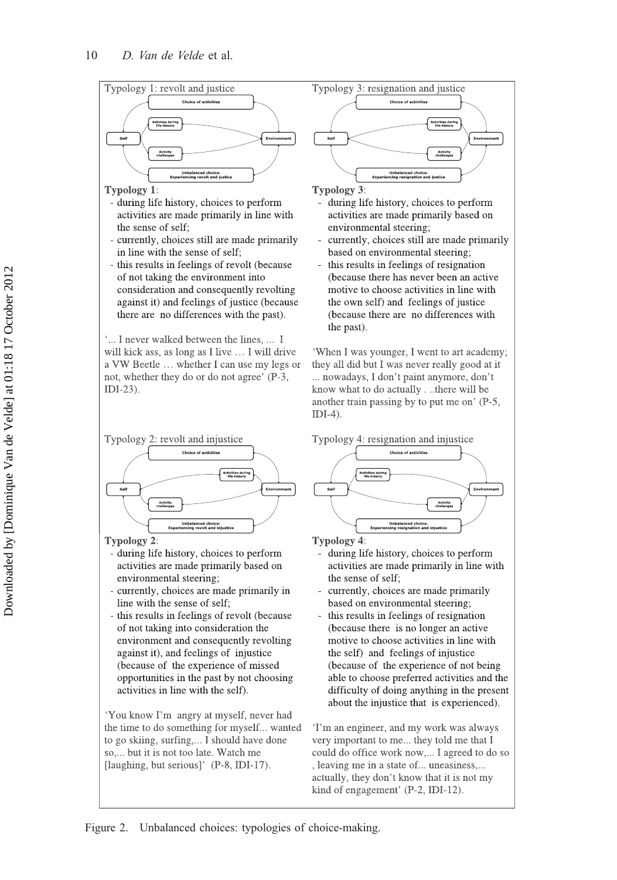Typology 1: revolt and justice

**Typology 1**:

- during life history, choices to perform activities are made primarily in line with the sense of self;
- currently, choices still are made primarily in line with the sense of self;
- this results in feelings of revolt (because of not taking the environment into consideration and consequently revolting against it) and feelings of justice (because there are no differences with the past).

'... I never walked between the lines, ... I will kick ass, as long as I live … I will drive a VW Beetle … whether I can use my legs or not, whether they do or do not agree' (P-3, IDI-23).

Typology 2: revolt and injustice

**Typology 2**:

- during life history, choices to perform activities are made primarily based on environmental steering;
- currently, choices are made primarily in line with the sense of self;
- this results in feelings of revolt (because of not taking into consideration the environment and consequently revolting against it), and feelings of injustice (because of the experience of missed opportunities in the past by not choosing activities in line with the self).

'You know I'm angry at myself, never had the time to do something for myself... wanted to go skiing, surfing,... I should have done so,... but it is not too late. Watch me [laughing, but serious]' (P-8, IDI-17).

Typology 3: resignation and justice

**Typology 3**:

- during life history, choices to perform activities are made primarily based on environmental steering;
- currently, choices still are made primarily based on environmental steering;
- this results in feelings of resignation (because there has never been an active motive to choose activities in line with the own self) and feelings of justice (because there are no differences with the past).

'When I was younger, I went to art academy; they all did but I was never really good at it ... nowadays, I don't paint anymore, don't know what to do actually . ..there will be another train passing by to put me on' (P-5, IDI-4).

Typology 4: resignation and injustice

**Typology 4**:

- during life history, choices to perform activities are made primarily in line with the sense of self;
- currently, choices are made primarily based on environmental steering;
- this results in feelings of resignation (because there is no longer an active motive to choose activities in line with the self) and feelings of injustice (because of the experience of not being able to choose preferred activities and the difficulty of doing anything in the present about the injustice that is experienced).

'I'm an engineer, and my work was always very important to me... they told me that I could do office work now,... I agreed to do so , leaving me in a state of... uneasiness,... actually, they don't know that it is not my kind of engagement' (P-2, IDI-12).

Figure 2. Unbalanced choices: typologies of choice-making.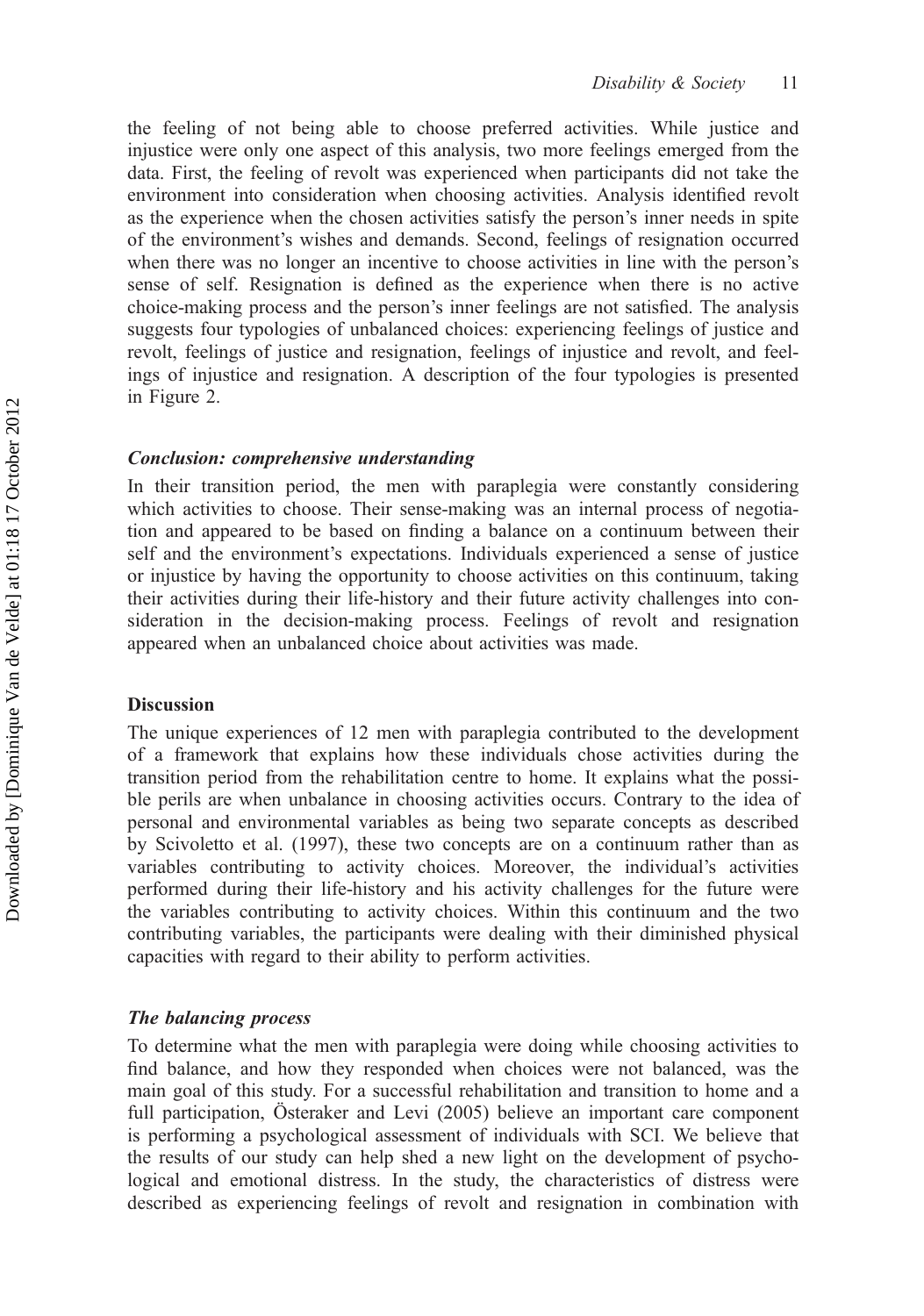the feeling of not being able to choose preferred activities. While justice and injustice were only one aspect of this analysis, two more feelings emerged from the data. First, the feeling of revolt was experienced when participants did not take the environment into consideration when choosing activities. Analysis identified revolt as the experience when the chosen activities satisfy the person's inner needs in spite of the environment's wishes and demands. Second, feelings of resignation occurred when there was no longer an incentive to choose activities in line with the person's sense of self. Resignation is defined as the experience when there is no active choice-making process and the person's inner feelings are not satisfied. The analysis suggests four typologies of unbalanced choices: experiencing feelings of justice and revolt, feelings of justice and resignation, feelings of injustice and revolt, and feelings of injustice and resignation. A description of the four typologies is presented in Figure 2.

### *Conclusion: comprehensive understanding*

In their transition period, the men with paraplegia were constantly considering which activities to choose. Their sense-making was an internal process of negotiation and appeared to be based on finding a balance on a continuum between their self and the environment's expectations. Individuals experienced a sense of justice or injustice by having the opportunity to choose activities on this continuum, taking their activities during their life-history and their future activity challenges into consideration in the decision-making process. Feelings of revolt and resignation appeared when an unbalanced choice about activities was made.

## Discussion

The unique experiences of 12 men with paraplegia contributed to the development of a framework that explains how these individuals chose activities during the transition period from the rehabilitation centre to home. It explains what the possible perils are when unbalance in choosing activities occurs. Contrary to the idea of personal and environmental variables as being two separate concepts as described by Scivoletto et al. (1997), these two concepts are on a continuum rather than as variables contributing to activity choices. Moreover, the individual's activities performed during their life-history and his activity challenges for the future were the variables contributing to activity choices. Within this continuum and the two contributing variables, the participants were dealing with their diminished physical capacities with regard to their ability to perform activities.

### *The balancing process*

To determine what the men with paraplegia were doing while choosing activities to find balance, and how they responded when choices were not balanced, was the main goal of this study. For a successful rehabilitation and transition to home and a full participation, Österaker and Levi (2005) believe an important care component is performing a psychological assessment of individuals with SCI. We believe that the results of our study can help shed a new light on the development of psychological and emotional distress. In the study, the characteristics of distress were described as experiencing feelings of revolt and resignation in combination with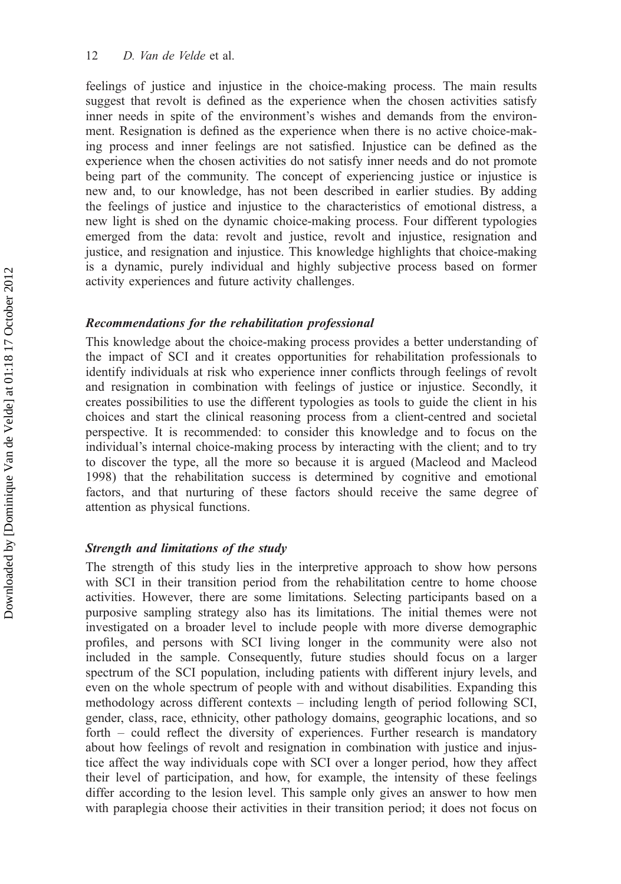feelings of justice and injustice in the choice-making process. The main results suggest that revolt is defined as the experience when the chosen activities satisfy inner needs in spite of the environment's wishes and demands from the environment. Resignation is defined as the experience when there is no active choice-making process and inner feelings are not satisfied. Injustice can be defined as the experience when the chosen activities do not satisfy inner needs and do not promote being part of the community. The concept of experiencing justice or injustice is new and, to our knowledge, has not been described in earlier studies. By adding the feelings of justice and injustice to the characteristics of emotional distress, a new light is shed on the dynamic choice-making process. Four different typologies emerged from the data: revolt and justice, revolt and injustice, resignation and justice, and resignation and injustice. This knowledge highlights that choice-making is a dynamic, purely individual and highly subjective process based on former activity experiences and future activity challenges.

### *Recommendations for the rehabilitation professional*

This knowledge about the choice-making process provides a better understanding of the impact of SCI and it creates opportunities for rehabilitation professionals to identify individuals at risk who experience inner conflicts through feelings of revolt and resignation in combination with feelings of justice or injustice. Secondly, it creates possibilities to use the different typologies as tools to guide the client in his choices and start the clinical reasoning process from a client-centred and societal perspective. It is recommended: to consider this knowledge and to focus on the individual's internal choice-making process by interacting with the client; and to try to discover the type, all the more so because it is argued (Macleod and Macleod 1998) that the rehabilitation success is determined by cognitive and emotional factors, and that nurturing of these factors should receive the same degree of attention as physical functions.

### *Strength and limitations of the study*

The strength of this study lies in the interpretive approach to show how persons with SCI in their transition period from the rehabilitation centre to home choose activities. However, there are some limitations. Selecting participants based on a purposive sampling strategy also has its limitations. The initial themes were not investigated on a broader level to include people with more diverse demographic profiles, and persons with SCI living longer in the community were also not included in the sample. Consequently, future studies should focus on a larger spectrum of the SCI population, including patients with different injury levels, and even on the whole spectrum of people with and without disabilities. Expanding this methodology across different contexts – including length of period following SCI, gender, class, race, ethnicity, other pathology domains, geographic locations, and so forth – could reflect the diversity of experiences. Further research is mandatory about how feelings of revolt and resignation in combination with justice and injustice affect the way individuals cope with SCI over a longer period, how they affect their level of participation, and how, for example, the intensity of these feelings differ according to the lesion level. This sample only gives an answer to how men with paraplegia choose their activities in their transition period; it does not focus on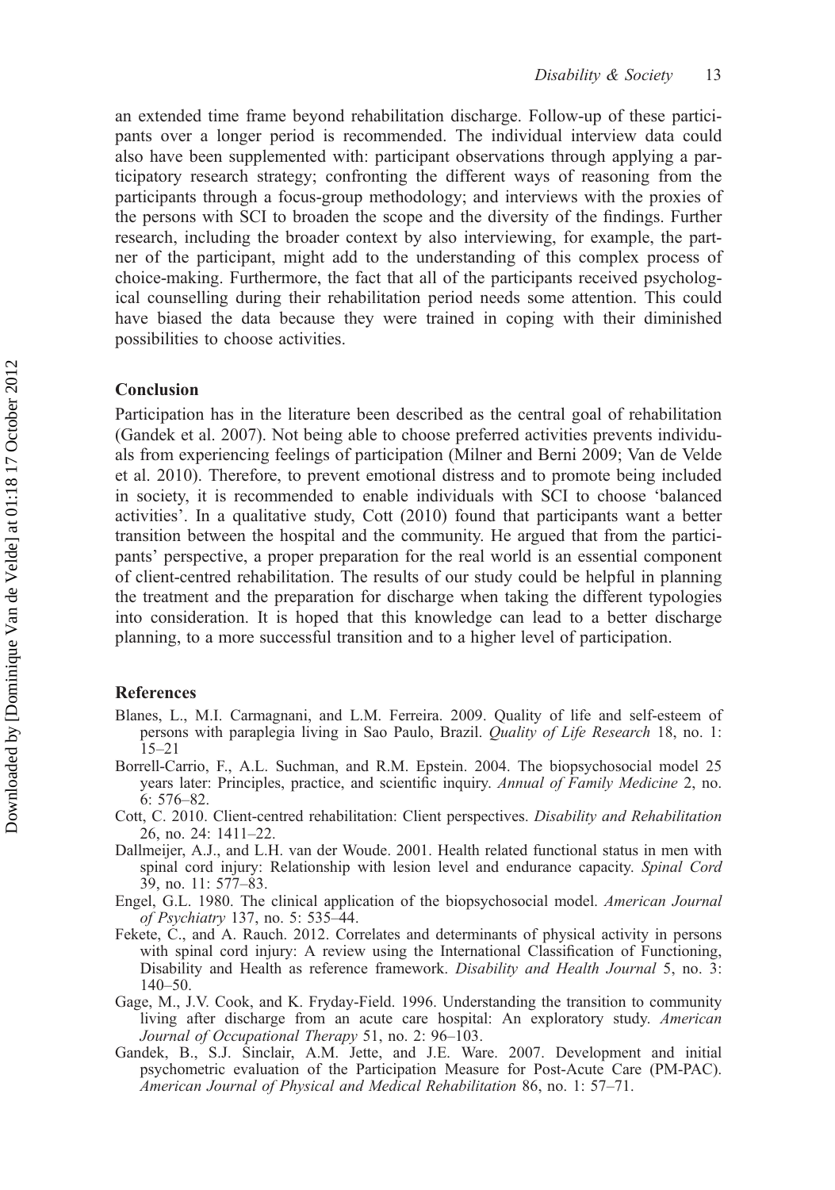an extended time frame beyond rehabilitation discharge. Follow-up of these participants over a longer period is recommended. The individual interview data could also have been supplemented with: participant observations through applying a participatory research strategy; confronting the different ways of reasoning from the participants through a focus-group methodology; and interviews with the proxies of the persons with SCI to broaden the scope and the diversity of the findings. Further research, including the broader context by also interviewing, for example, the partner of the participant, might add to the understanding of this complex process of choice-making. Furthermore, the fact that all of the participants received psychological counselling during their rehabilitation period needs some attention. This could have biased the data because they were trained in coping with their diminished possibilities to choose activities.

## Conclusion

Participation has in the literature been described as the central goal of rehabilitation (Gandek et al. 2007). Not being able to choose preferred activities prevents individuals from experiencing feelings of participation (Milner and Berni 2009; Van de Velde et al. 2010). Therefore, to prevent emotional distress and to promote being included in society, it is recommended to enable individuals with SCI to choose 'balanced activities'. In a qualitative study, Cott (2010) found that participants want a better transition between the hospital and the community. He argued that from the participants' perspective, a proper preparation for the real world is an essential component of client-centred rehabilitation. The results of our study could be helpful in planning the treatment and the preparation for discharge when taking the different typologies into consideration. It is hoped that this knowledge can lead to a better discharge planning, to a more successful transition and to a higher level of participation.

## References

Blanes, L., M.I. Carmagnani, and L.M. Ferreira. 2009. Quality of life and self-esteem of persons with paraplegia living in Sao Paulo, Brazil. *Quality of Life Research* 18, no. 1: 15–21

Borrell-Carrio, F., A.L. Suchman, and R.M. Epstein. 2004. The biopsychosocial model 25 years later: Principles, practice, and scientific inquiry. *Annual of Family Medicine* 2, no. 6: 576–82.

Cott, C. 2010. Client-centred rehabilitation: Client perspectives. *Disability and Rehabilitation* 26, no. 24: 1411–22.

Dallmeijer, A.J., and L.H. van der Woude. 2001. Health related functional status in men with spinal cord injury: Relationship with lesion level and endurance capacity. *Spinal Cord* 39, no. 11: 577–83.

Engel, G.L. 1980. The clinical application of the biopsychosocial model. *American Journal of Psychiatry* 137, no. 5: 535–44.

Fekete, C., and A. Rauch. 2012. Correlates and determinants of physical activity in persons with spinal cord injury: A review using the International Classification of Functioning, Disability and Health as reference framework. *Disability and Health Journal* 5, no. 3: 140–50.

Gage, M., J.V. Cook, and K. Fryday-Field. 1996. Understanding the transition to community living after discharge from an acute care hospital: An exploratory study. *American Journal of Occupational Therapy* 51, no. 2: 96–103.

Gandek, B., S.J. Sinclair, A.M. Jette, and J.E. Ware. 2007. Development and initial psychometric evaluation of the Participation Measure for Post-Acute Care (PM-PAC). *American Journal of Physical and Medical Rehabilitation* 86, no. 1: 57–71.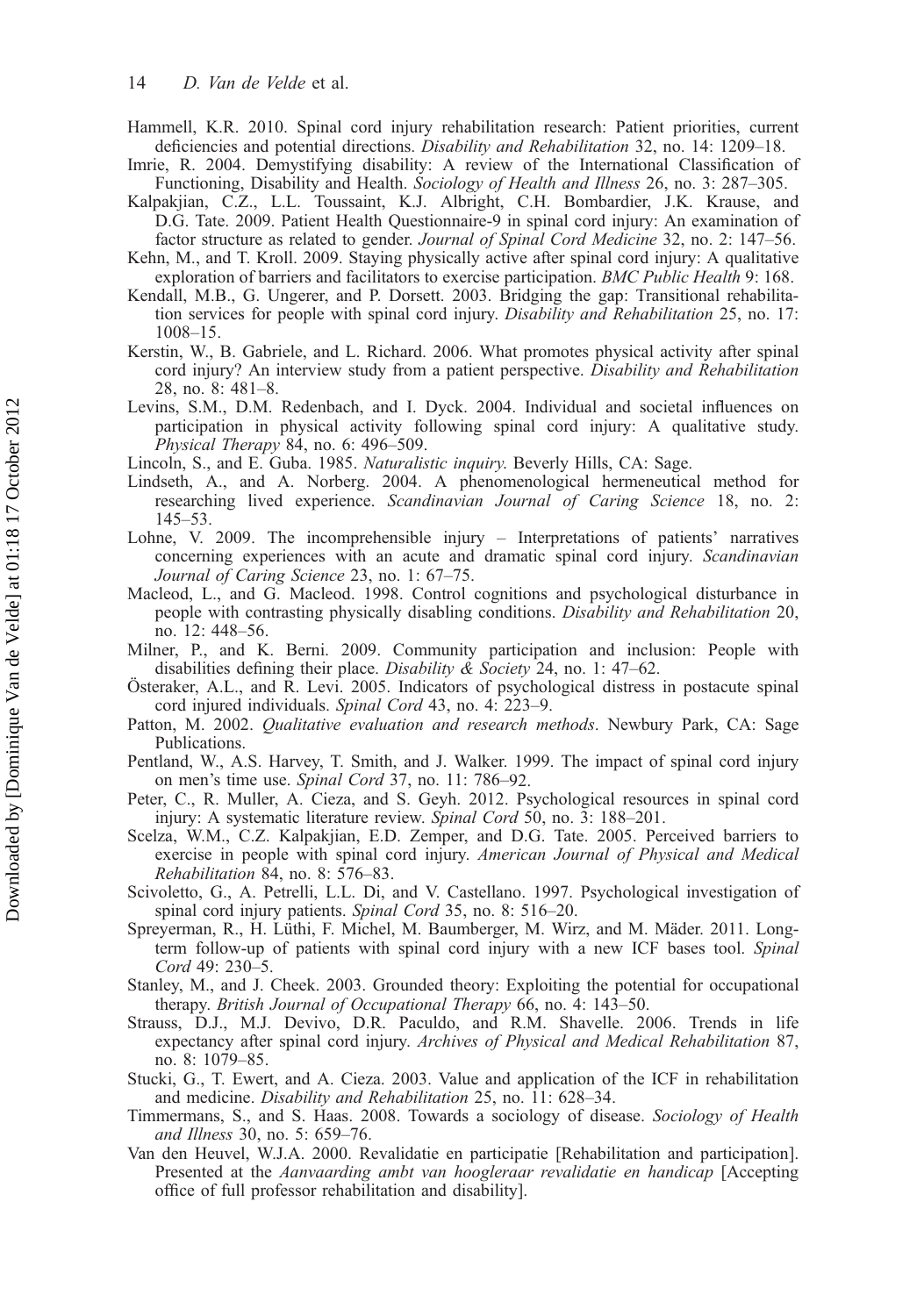Hammell, K.R. 2010. Spinal cord injury rehabilitation research: Patient priorities, current deficiencies and potential directions. *Disability and Rehabilitation* 32, no. 14: 1209–18.

Imrie, R. 2004. Demystifying disability: A review of the International Classification of Functioning, Disability and Health. *Sociology of Health and Illness* 26, no. 3: 287–305.

Kalpakjian, C.Z., L.L. Toussaint, K.J. Albright, C.H. Bombardier, J.K. Krause, and D.G. Tate. 2009. Patient Health Questionnaire-9 in spinal cord injury: An examination of factor structure as related to gender. *Journal of Spinal Cord Medicine* 32, no. 2: 147–56.

Kehn, M., and T. Kroll. 2009. Staying physically active after spinal cord injury: A qualitative exploration of barriers and facilitators to exercise participation. *BMC Public Health* 9: 168.

Kendall, M.B., G. Ungerer, and P. Dorsett. 2003. Bridging the gap: Transitional rehabilitation services for people with spinal cord injury. *Disability and Rehabilitation* 25, no. 17: 1008–15.

Kerstin, W., B. Gabriele, and L. Richard. 2006. What promotes physical activity after spinal cord injury? An interview study from a patient perspective. *Disability and Rehabilitation* 28, no. 8: 481–8.

Levins, S.M., D.M. Redenbach, and I. Dyck. 2004. Individual and societal influences on participation in physical activity following spinal cord injury: A qualitative study. *Physical Therapy* 84, no. 6: 496–509.

Lincoln, S., and E. Guba. 1985. *Naturalistic inquiry*. Beverly Hills, CA: Sage.

Lindseth, A., and A. Norberg. 2004. A phenomenological hermeneutical method for researching lived experience. *Scandinavian Journal of Caring Science* 18, no. 2: 145–53.

Lohne, V. 2009. The incomprehensible injury – Interpretations of patients' narratives concerning experiences with an acute and dramatic spinal cord injury. *Scandinavian Journal of Caring Science* 23, no. 1: 67–75.

Macleod, L., and G. Macleod. 1998. Control cognitions and psychological disturbance in people with contrasting physically disabling conditions. *Disability and Rehabilitation* 20, no. 12: 448–56.

Milner, P., and K. Berni. 2009. Community participation and inclusion: People with disabilities defining their place. *Disability & Society* 24, no. 1: 47–62.

Österaker, A.L., and R. Levi. 2005. Indicators of psychological distress in postacute spinal cord injured individuals. *Spinal Cord* 43, no. 4: 223–9.

Patton, M. 2002. *Qualitative evaluation and research methods*. Newbury Park, CA: Sage Publications.

Pentland, W., A.S. Harvey, T. Smith, and J. Walker. 1999. The impact of spinal cord injury on men's time use. *Spinal Cord* 37, no. 11: 786–92.

Peter, C., R. Muller, A. Cieza, and S. Geyh. 2012. Psychological resources in spinal cord injury: A systematic literature review. *Spinal Cord* 50, no. 3: 188–201.

Scelza, W.M., C.Z. Kalpakjian, E.D. Zemper, and D.G. Tate. 2005. Perceived barriers to exercise in people with spinal cord injury. *American Journal of Physical and Medical Rehabilitation* 84, no. 8: 576–83.

Scivoletto, G., A. Petrelli, L.L. Di, and V. Castellano. 1997. Psychological investigation of spinal cord injury patients. *Spinal Cord* 35, no. 8: 516–20.

Spreyerman, R., H. Lüthi, F. Michel, M. Baumberger, M. Wirz, and M. Mäder. 2011. Long-term follow-up of patients with spinal cord injury with a new ICF bases tool. *Spinal Cord* 49: 230–5.

Stanley, M., and J. Cheek. 2003. Grounded theory: Exploiting the potential for occupational therapy. *British Journal of Occupational Therapy* 66, no. 4: 143–50.

Strauss, D.J., M.J. Devivo, D.R. Paculdo, and R.M. Shavelle. 2006. Trends in life expectancy after spinal cord injury. *Archives of Physical and Medical Rehabilitation* 87, no. 8: 1079–85.

Stucki, G., T. Ewert, and A. Cieza. 2003. Value and application of the ICF in rehabilitation and medicine. *Disability and Rehabilitation* 25, no. 11: 628–34.

Timmermans, S., and S. Haas. 2008. Towards a sociology of disease. *Sociology of Health and Illness* 30, no. 5: 659–76.

Van den Heuvel, W.J.A. 2000. Revalidatie en participatie [Rehabilitation and participation]. Presented at the *Aanvaarding ambt van hoogleraar revalidatie en handicap* [Accepting office of full professor rehabilitation and disability].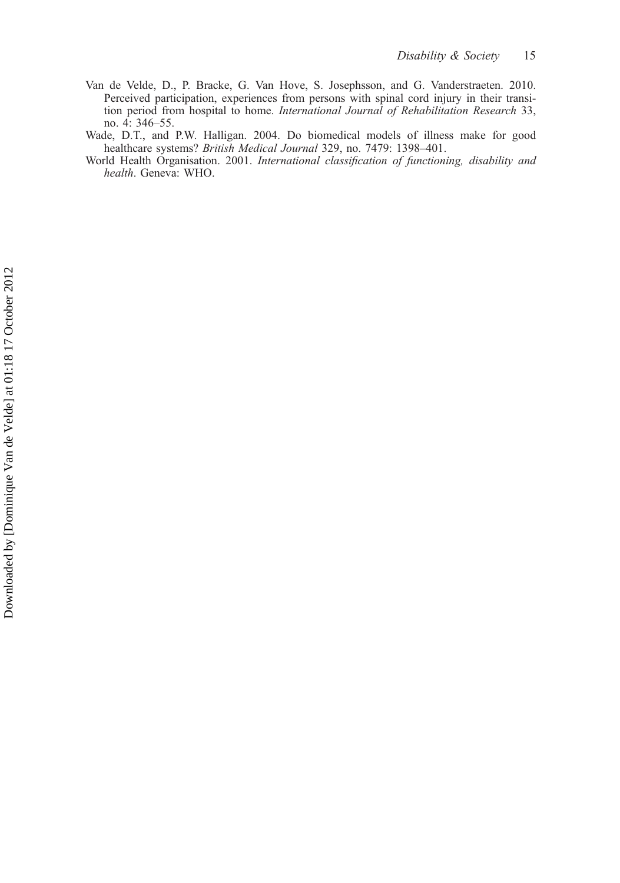Van de Velde, D., P. Bracke, G. Van Hove, S. Josephsson, and G. Vanderstraeten. 2010. Perceived participation, experiences from persons with spinal cord injury in their transition period from hospital to home. *International Journal of Rehabilitation Research* 33, no. 4: 346–55.

Wade, D.T., and P.W. Halligan. 2004. Do biomedical models of illness make for good healthcare systems? *British Medical Journal* 329, no. 7479: 1398–401.

World Health Organisation. 2001. *International classification of functioning, disability and health*. Geneva: WHO.